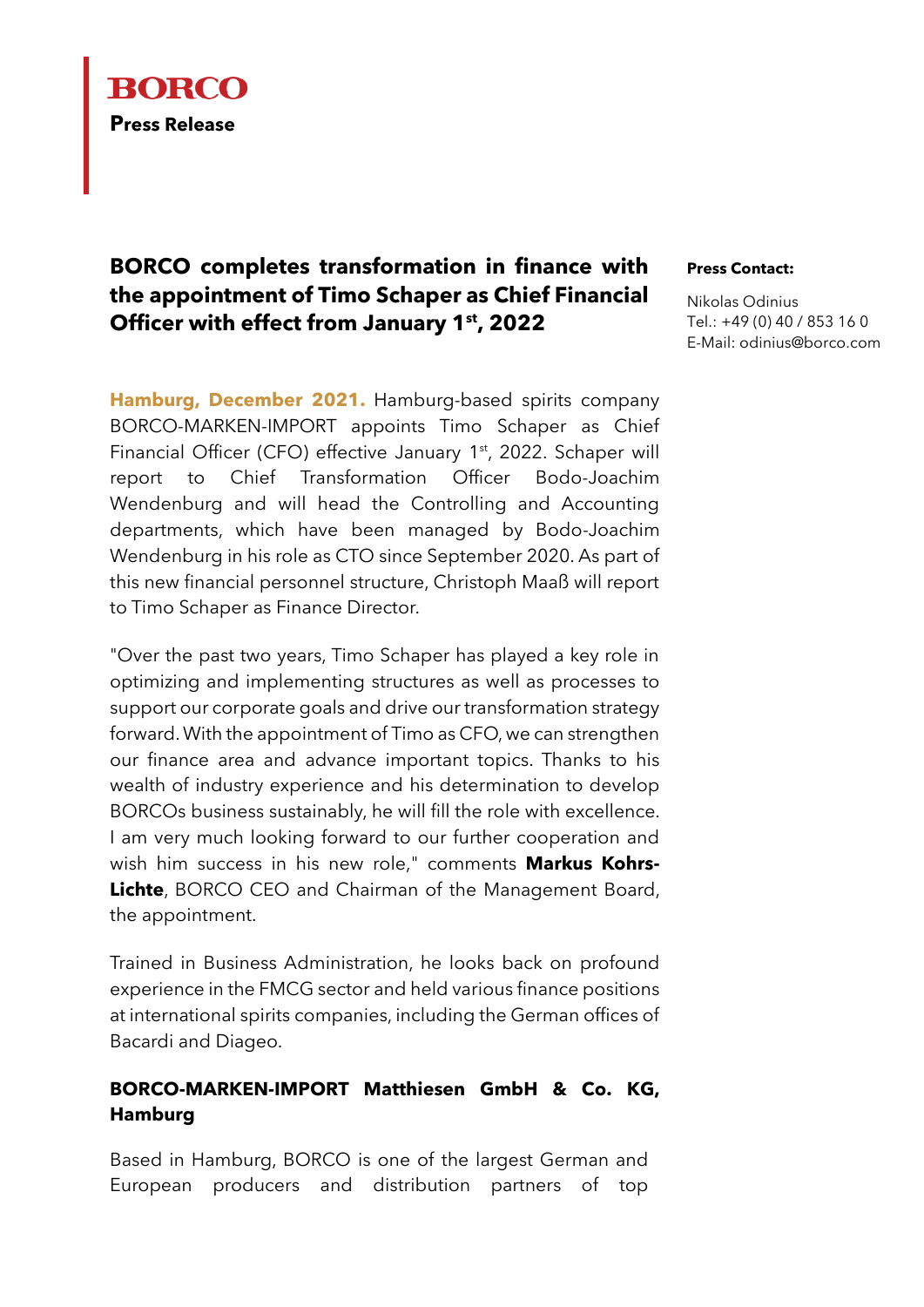**BORCO**

**Press Release**

# BORCO completes transformation in finance with the appointment of Timo Schaper as Chief Financial Officer with effect from January 1st, 2022

**Press Contact:**

Nikolas Odinius
Tel.: +49 (0) 40 / 853 16 0
E-Mail: odinius@borco.com

**Hamburg, December 2021.** Hamburg-based spirits company BORCO-MARKEN-IMPORT appoints Timo Schaper as Chief Financial Officer (CFO) effective January 1st, 2022. Schaper will report to Chief Transformation Officer Bodo-Joachim Wendenburg and will head the Controlling and Accounting departments, which have been managed by Bodo-Joachim Wendenburg in his role as CTO since September 2020. As part of this new financial personnel structure, Christoph Maaß will report to Timo Schaper as Finance Director.

"Over the past two years, Timo Schaper has played a key role in optimizing and implementing structures as well as processes to support our corporate goals and drive our transformation strategy forward. With the appointment of Timo as CFO, we can strengthen our finance area and advance important topics. Thanks to his wealth of industry experience and his determination to develop BORCOs business sustainably, he will fill the role with excellence. I am very much looking forward to our further cooperation and wish him success in his new role," comments **Markus Kohrs-Lichte**, BORCO CEO and Chairman of the Management Board, the appointment.

Trained in Business Administration, he looks back on profound experience in the FMCG sector and held various finance positions at international spirits companies, including the German offices of Bacardi and Diageo.

### BORCO-MARKEN-IMPORT Matthiesen GmbH & Co. KG, Hamburg

Based in Hamburg, BORCO is one of the largest German and European producers and distribution partners of top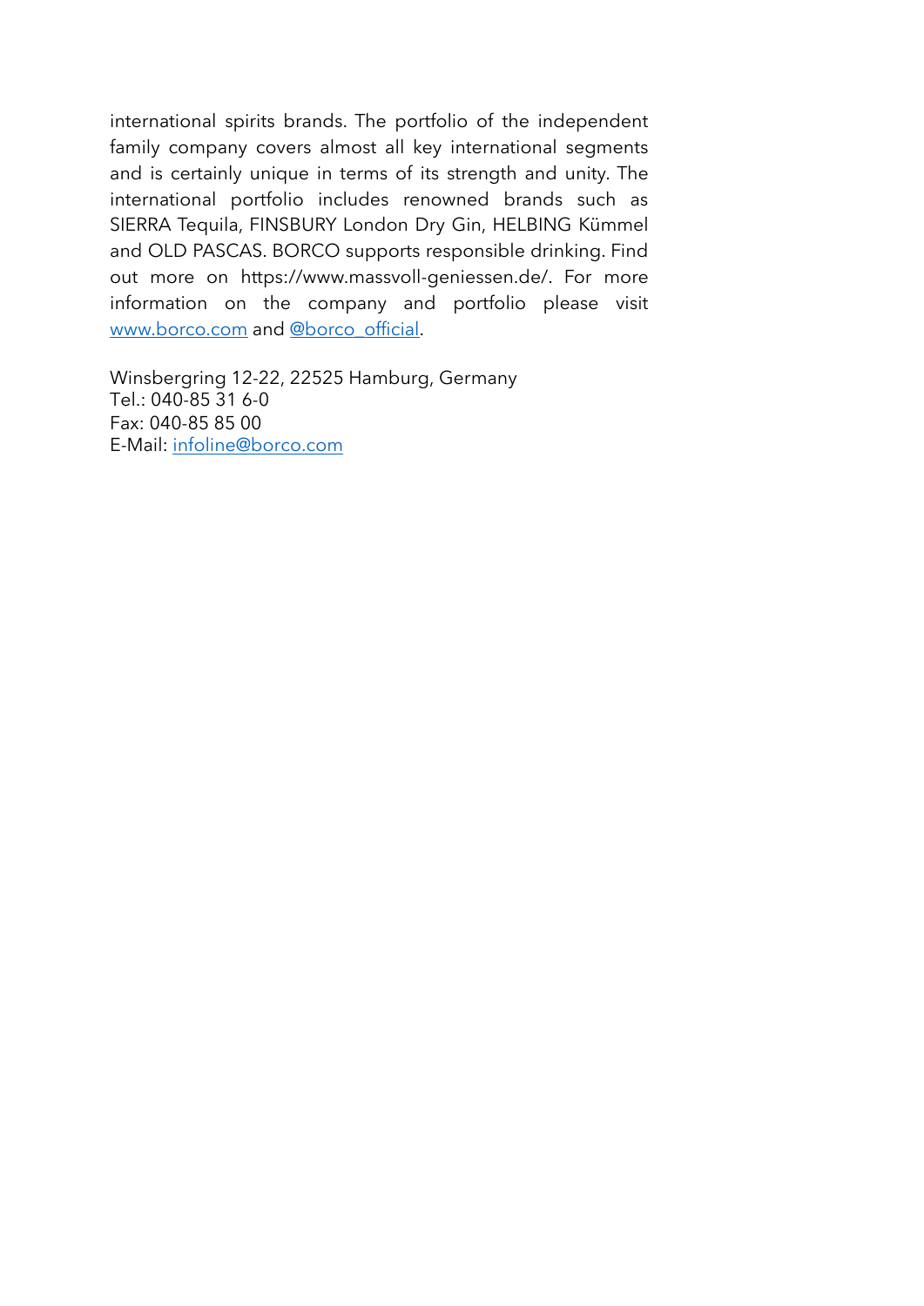international spirits brands. The portfolio of the independent family company covers almost all key international segments and is certainly unique in terms of its strength and unity. The international portfolio includes renowned brands such as SIERRA Tequila, FINSBURY London Dry Gin, HELBING Kümmel and OLD PASCAS. BORCO supports responsible drinking. Find out more on https://www.massvoll-geniessen.de/. For more information on the company and portfolio please visit [www.borco.com](http://www.borco.com) and [@borco_official](#).

Winsbergring 12-22, 22525 Hamburg, Germany
Tel.: 040-85 31 6-0
Fax: 040-85 85 00
E-Mail: [infoline@borco.com](mailto:infoline@borco.com)